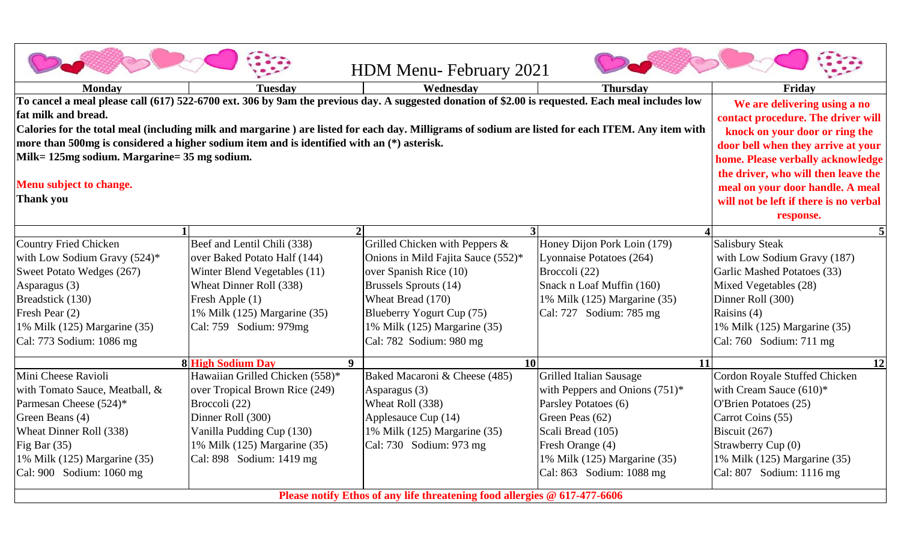# HDM Menu- February 2021

| Monday | Tuesday | Wednesday | Thursday | Friday |
|---|---|---|---|---|
| **To cancel a meal please call (617) 522-6700 ext. 306 by 9am the previous day. A suggested donation of $2.00 is requested. Each meal includes low fat milk and bread.**<br>**Calories for the total meal (including milk and margarine ) are listed for each day. Milligrams of sodium are listed for each ITEM. Any item with more than 500mg is considered a higher sodium item and is identified with an (*) asterisk.**<br>**Milk= 125mg sodium. Margarine= 35 mg sodium.**<br><br>**Menu subject to change.**<br>**Thank you** | | | | **We are delivering using a no contact procedure. The driver will knock on your door or ring the door bell when they arrive at your home. Please verbally acknowledge the driver, who will then leave the meal on your door handle. A meal will not be left if there is no verbal response.** |
| **1** | **2** | **3** | **4** | **5** |
| Country Fried Chicken<br>with Low Sodium Gravy (524)*<br>Sweet Potato Wedges (267)<br>Asparagus (3)<br>Breadstick (130)<br>Fresh Pear (2)<br>1% Milk (125) Margarine (35)<br>Cal: 773 Sodium: 1086 mg | Beef and Lentil Chili (338)<br>over Baked Potato Half (144)<br>Winter Blend Vegetables (11)<br>Wheat Dinner Roll (338)<br>Fresh Apple (1)<br>1% Milk (125) Margarine (35)<br>Cal: 759 Sodium: 979mg | Grilled Chicken with Peppers &<br>Onions in Mild Fajita Sauce (552)*<br>over Spanish Rice (10)<br>Brussels Sprouts (14)<br>Wheat Bread (170)<br>Blueberry Yogurt Cup (75)<br>1% Milk (125) Margarine (35)<br>Cal: 782 Sodium: 980 mg | Honey Dijon Pork Loin (179)<br>Lyonnaise Potatoes (264)<br>Broccoli (22)<br>Snack n Loaf Muffin (160)<br>1% Milk (125) Margarine (35)<br>Cal: 727 Sodium: 785 mg | Salisbury Steak<br>with Low Sodium Gravy (187)<br>Garlic Mashed Potatoes (33)<br>Mixed Vegetables (28)<br>Dinner Roll (300)<br>Raisins (4)<br>1% Milk (125) Margarine (35)<br>Cal: 760 Sodium: 711 mg |
| **8** | **High Sodium Day 9** | **10** | **11** | **12** |
| Mini Cheese Ravioli<br>with Tomato Sauce, Meatball, &<br>Parmesan Cheese (524)*<br>Green Beans (4)<br>Wheat Dinner Roll (338)<br>Fig Bar (35)<br>1% Milk (125) Margarine (35)<br>Cal: 900 Sodium: 1060 mg | Hawaiian Grilled Chicken (558)*<br>over Tropical Brown Rice (249)<br>Broccoli (22)<br>Dinner Roll (300)<br>Vanilla Pudding Cup (130)<br>1% Milk (125) Margarine (35)<br>Cal: 898 Sodium: 1419 mg | Baked Macaroni & Cheese (485)<br>Asparagus (3)<br>Wheat Roll (338)<br>Applesauce Cup (14)<br>1% Milk (125) Margarine (35)<br>Cal: 730 Sodium: 973 mg | Grilled Italian Sausage<br>with Peppers and Onions (751)*<br>Parsley Potatoes (6)<br>Green Peas (62)<br>Scali Bread (105)<br>Fresh Orange (4)<br>1% Milk (125) Margarine (35)<br>Cal: 863 Sodium: 1088 mg | Cordon Royale Stuffed Chicken<br>with Cream Sauce (610)*<br>O'Brien Potatoes (25)<br>Carrot Coins (55)<br>Biscuit (267)<br>Strawberry Cup (0)<br>1% Milk (125) Margarine (35)<br>Cal: 807 Sodium: 1116 mg |

**Please notify Ethos of any life threatening food allergies @ 617-477-6606**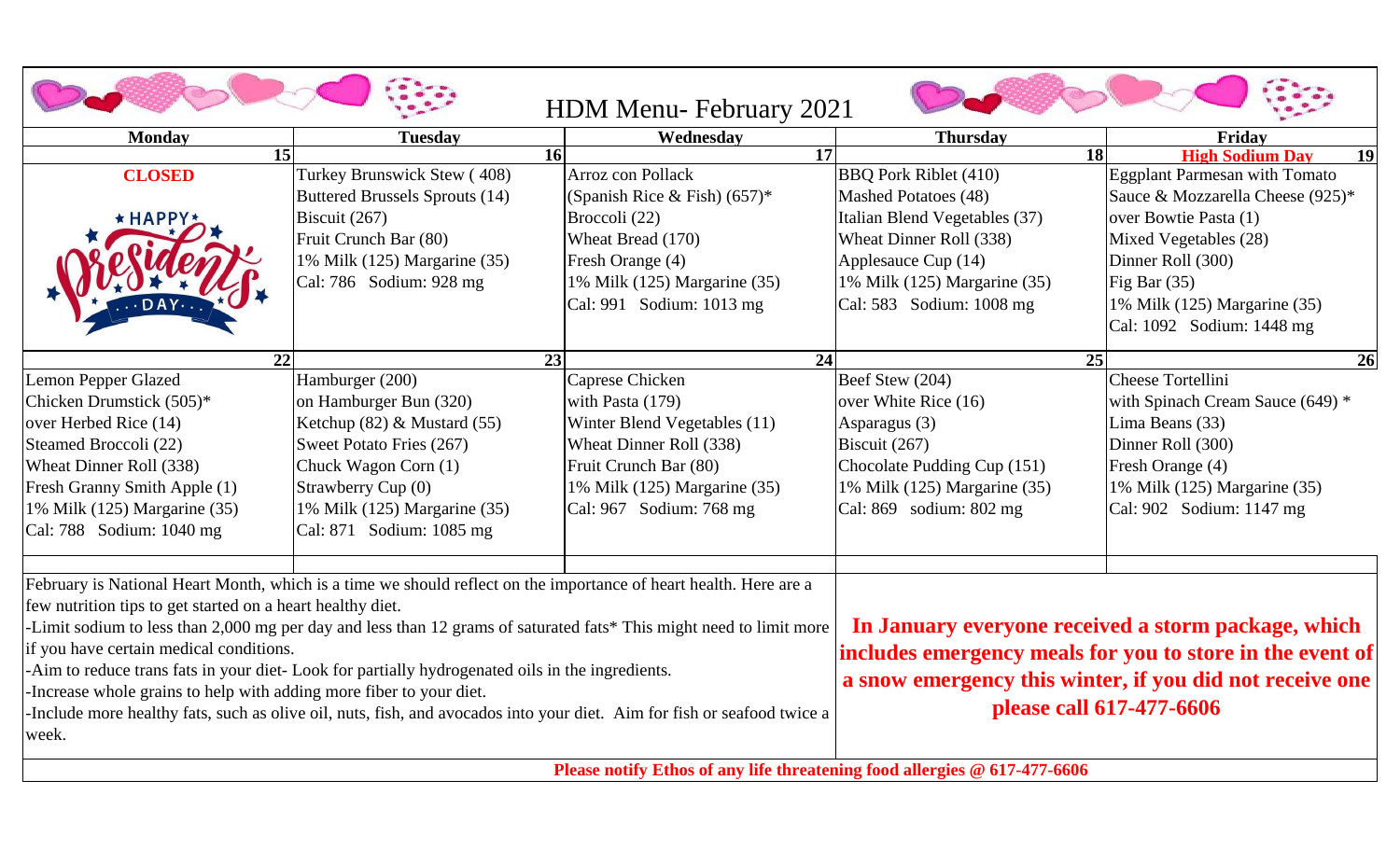# HDM Menu- February 2021

| Monday | Tuesday | Wednesday | Thursday | Friday |
|---|---|---|---|---|
| 15 | 16 | 17 | 18 | **High Sodium Day** 19 |
| **CLOSED**<br>HAPPY Presidents DAY | Turkey Brunswick Stew ( 408)<br>Buttered Brussels Sprouts (14)<br>Biscuit (267)<br>Fruit Crunch Bar (80)<br>1% Milk (125) Margarine (35)<br>Cal: 786 Sodium: 928 mg | Arroz con Pollack<br>(Spanish Rice & Fish) (657)*<br>Broccoli (22)<br>Wheat Bread (170)<br>Fresh Orange (4)<br>1% Milk (125) Margarine (35)<br>Cal: 991 Sodium: 1013 mg | BBQ Pork Riblet (410)<br>Mashed Potatoes (48)<br>Italian Blend Vegetables (37)<br>Wheat Dinner Roll (338)<br>Applesauce Cup (14)<br>1% Milk (125) Margarine (35)<br>Cal: 583 Sodium: 1008 mg | Eggplant Parmesan with Tomato Sauce & Mozzarella Cheese (925)*<br>over Bowtie Pasta (1)<br>Mixed Vegetables (28)<br>Dinner Roll (300)<br>Fig Bar (35)<br>1% Milk (125) Margarine (35)<br>Cal: 1092 Sodium: 1448 mg |
| 22 | 23 | 24 | 25 | 26 |
| Lemon Pepper Glazed<br>Chicken Drumstick (505)*<br>over Herbed Rice (14)<br>Steamed Broccoli (22)<br>Wheat Dinner Roll (338)<br>Fresh Granny Smith Apple (1)<br>1% Milk (125) Margarine (35)<br>Cal: 788 Sodium: 1040 mg | Hamburger (200)<br>on Hamburger Bun (320)<br>Ketchup (82) & Mustard (55)<br>Sweet Potato Fries (267)<br>Chuck Wagon Corn (1)<br>Strawberry Cup (0)<br>1% Milk (125) Margarine (35)<br>Cal: 871 Sodium: 1085 mg | Caprese Chicken<br>with Pasta (179)<br>Winter Blend Vegetables (11)<br>Wheat Dinner Roll (338)<br>Fruit Crunch Bar (80)<br>1% Milk (125) Margarine (35)<br>Cal: 967 Sodium: 768 mg | Beef Stew (204)<br>over White Rice (16)<br>Asparagus (3)<br>Biscuit (267)<br>Chocolate Pudding Cup (151)<br>1% Milk (125) Margarine (35)<br>Cal: 869 sodium: 802 mg | Cheese Tortellini<br>with Spinach Cream Sauce (649) *<br>Lima Beans (33)<br>Dinner Roll (300)<br>Fresh Orange (4)<br>1% Milk (125) Margarine (35)<br>Cal: 902 Sodium: 1147 mg |

February is National Heart Month, which is a time we should reflect on the importance of heart health. Here are a few nutrition tips to get started on a heart healthy diet.

-Limit sodium to less than 2,000 mg per day and less than 12 grams of saturated fats* This might need to limit more if you have certain medical conditions.
-Aim to reduce trans fats in your diet- Look for partially hydrogenated oils in the ingredients.
-Increase whole grains to help with adding more fiber to your diet.
-Include more healthy fats, such as olive oil, nuts, fish, and avocados into your diet. Aim for fish or seafood twice a week.

**In January everyone received a storm package, which includes emergency meals for you to store in the event of a snow emergency this winter, if you did not receive one please call 617-477-6606**

**Please notify Ethos of any life threatening food allergies @ 617-477-6606**